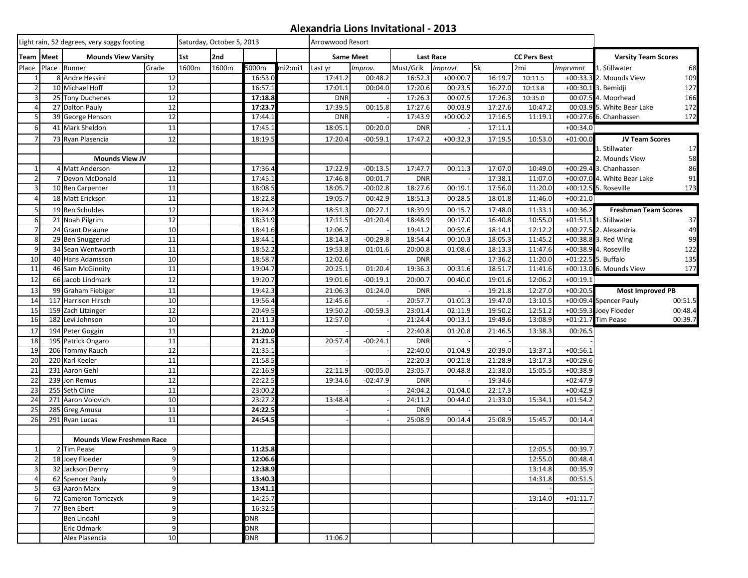# Alexandria Lions Invitational - 2013

| Light rain, 52 degrees, very soggy footing | | | | Saturday, October 5, 2013 | | | | Arrowwood Resort | | | | | | |
|---|---|---|---|---|---|---|---|---|---|---|---|---|---|---|
| Team | Meet | Mounds View Varsity | | 1st | 2nd | | | Same Meet | | Last Race | | CC Pers Best | | |
| Place | Place | Runner | Grade | 1600m | 1600m | 5000m | mi2:mi1 | Last yr | Improv. | Must/Grik | Improvt | 5k | 2mi | Imprvmnt |
| 1 | 8 | Andre Hessini | 12 | | | 16:53.0 | | 17:41.2 | 00:48.2 | 16:52.3 | +00:00.7 | 16:19.7 | 10:11.5 | +00:33.3 |
| 2 | 10 | Michael Hoff | 12 | | | 16:57.1 | | 17:01.1 | 00:04.0 | 17:20.6 | 00:23.5 | 16:27.0 | 10:13.8 | +00:30.1 |
| 3 | 25 | Tony Duchenes | 12 | | | **17:18.8** | | DNR | - | 17:26.3 | 00:07.5 | 17:26.3 | 10:35.0 | 00:07.5 |
| 4 | 27 | Dalton Pauly | 12 | | | **17:23.7** | | 17:39.5 | 00:15.8 | 17:27.6 | 00:03.9 | 17:27.6 | 10:47.2 | 00:03.9 |
| 5 | 39 | George Henson | 12 | | | 17:44.1 | | DNR | - | 17:43.9 | +00:00.2 | 17:16.5 | 11:19.1 | +00:27.6 |
| 6 | 41 | Mark Sheldon | 11 | | | 17:45.1 | | 18:05.1 | 00:20.0 | DNR | - | 17:11.1 | | +00:34.0 |
| 7 | 73 | Ryan Plasencia | 12 | | | 18:19.5 | | 17:20.4 | -00:59.1 | 17:47.2 | +00:32.3 | 17:19.5 | 10:53.0 | +01:00.0 |
| | | | | | | | | | | | | | | |
| | | **Mounds View JV** | | | | | | | | | | | | |
| 1 | 4 | Matt Anderson | 12 | | | 17:36.4 | | 17:22.9 | -00:13.5 | 17:47.7 | 00:11.3 | 17:07.0 | 10:49.0 | +00:29.4 |
| 2 | 7 | Devon McDonald | 11 | | | 17:45.1 | | 17:46.8 | 00:01.7 | DNR | - | 17:38.1 | 11:07.0 | +00:07.0 |
| 3 | 10 | Ben Carpenter | 11 | | | 18:08.5 | | 18:05.7 | -00:02.8 | 18:27.6 | 00:19.1 | 17:56.0 | 11:20.0 | +00:12.5 |
| 4 | 18 | Matt Erickson | 11 | | | 18:22.8 | | 19:05.7 | 00:42.9 | 18:51.3 | 00:28.5 | 18:01.8 | 11:46.0 | +00:21.0 |
| 5 | 19 | Ben Schuldes | 12 | | | 18:24.2 | | 18:51.3 | 00:27.1 | 18:39.9 | 00:15.7 | 17:48.0 | 11:33.1 | +00:36.2 |
| 6 | 21 | Noah Pilgrim | 12 | | | 18:31.9 | | 17:11.5 | -01:20.4 | 18:48.9 | 00:17.0 | 16:40.8 | 10:55.0 | +01:51.1 |
| 7 | 24 | Grant Delaune | 10 | | | 18:41.6 | | 12:06.7 | - | 19:41.2 | 00:59.6 | 18:14.1 | 12:12.2 | +00:27.5 |
| 8 | 29 | Ben Snuggerud | 11 | | | 18:44.1 | | 18:14.3 | -00:29.8 | 18:54.4 | 00:10.3 | 18:05.3 | 11:45.2 | +00:38.8 |
| 9 | 34 | Sean Wentworth | 11 | | | 18:52.2 | | 19:53.8 | 01:01.6 | 20:00.8 | 01:08.6 | 18:13.3 | 11:47.6 | +00:38.9 |
| 10 | 40 | Hans Adamsson | 10 | | | 18:58.7 | | 12:02.6 | - | DNR | - | 17:36.2 | 11:20.0 | +01:22.5 |
| 11 | 46 | Sam McGinnity | 11 | | | 19:04.7 | | 20:25.1 | 01:20.4 | 19:36.3 | 00:31.6 | 18:51.7 | 11:41.6 | +00:13.0 |
| 12 | 66 | Jacob Lindmark | 12 | | | 19:20.7 | | 19:01.6 | -00:19.1 | 20:00.7 | 00:40.0 | 19:01.6 | 12:06.2 | +00:19.1 |
| 13 | 99 | Graham Fiebiger | 11 | | | 19:42.3 | | 21:06.3 | 01:24.0 | DNR | - | 19:21.8 | 12:27.0 | +00:20.5 |
| 14 | 117 | Harrison Hirsch | 10 | | | 19:56.4 | | 12:45.6 | - | 20:57.7 | 01:01.3 | 19:47.0 | 13:10.5 | +00:09.4 |
| 15 | 159 | Zach Litzinger | 12 | | | 20:49.5 | | 19:50.2 | -00:59.3 | 23:01.4 | 02:11.9 | 19:50.2 | 12:51.2 | +00:59.3 |
| 16 | 182 | Levi Johnson | 10 | | | 21:11.3 | | 12:57.0 | | 21:24.4 | 00:13.1 | 19:49.6 | 13:08.9 | +01:21.7 |
| 17 | 194 | Peter Goggin | 11 | | | **21:20.0** | | - | - | 22:40.8 | 01:20.8 | 21:46.5 | 13:38.3 | 00:26.5 |
| 18 | 195 | Patrick Ongaro | 11 | | | **21:21.5** | | 20:57.4 | -00:24.1 | DNR | - | - | - | - |
| 19 | 206 | Tommy Rauch | 12 | | | 21:35.1 | | - | - | 22:40.0 | 01:04.9 | 20:39.0 | 13:37.1 | +00:56.1 |
| 20 | 220 | Karl Keeler | 11 | | | 21:58.5 | | - | - | 22:20.3 | 00:21.8 | 21:28.9 | 13:17.3 | +00:29.6 |
| 21 | 231 | Aaron Gehl | 11 | | | 22:16.9 | | 22:11.9 | -00:05.0 | 23:05.7 | 00:48.8 | 21:38.0 | 15:05.5 | +00:38.9 |
| 22 | 239 | Jon Remus | 12 | | | 22:22.5 | | 19:34.6 | -02:47.9 | DNR | - | 19:34.6 | | +02:47.9 |
| 23 | 255 | Seth Cline | 11 | | | 23:00.2 | | - | - | 24:04.2 | 01:04.0 | 22:17.3 | | +00:42.9 |
| 24 | 271 | Aaron Voiovich | 10 | | | 23:27.2 | | 13:48.4 | - | 24:11.2 | 00:44.0 | 21:33.0 | 15:34.1 | +01:54.2 |
| 25 | 285 | Greg Amusu | 11 | | | **24:22.5** | | - | - | DNR | - | - | - | - |
| 26 | 291 | Ryan Lucas | 11 | | | **24:54.5** | | - | - | 25:08.9 | 00:14.4 | 25:08.9 | 15:45.7 | 00:14.4 |
| | | | | | | | | | | | | | | |
| | | **Mounds View Freshmen Race** | | | | | | | | | | | | |
| 1 | 2 | Tim Pease | 9 | | | **11:25.8** | | | | | | | 12:05.5 | 00:39.7 |
| 2 | 18 | Joey Floeder | 9 | | | **12:06.6** | | | | | | | 12:55.0 | 00:48.4 |
| 3 | 32 | Jackson Denny | 9 | | | **12:38.9** | | | | | | | 13:14.8 | 00:35.9 |
| 4 | 62 | Spencer Pauly | 9 | | | **13:40.3** | | | | | | | 14:31.8 | 00:51.5 |
| 5 | 63 | Aaron Marx | 9 | | | **13:41.1** | | | | | | | - | - |
| 6 | 72 | Cameron Tomczyck | 9 | | | 14:25.7 | | | | | | | 13:14.0 | +01:11.7 |
| 7 | 77 | Ben Ebert | 9 | | | 16:32.5 | | | | | | | - | - |
| | | Ben Lindahl | 9 | | | DNR | | | | | | | | |
| | | Eric Odmark | 9 | | | DNR | | | | | | | | |
| | | Alex Plasencia | 10 | | | DNR | | 11:06.2 | | | | | | |

| Varsity Team Scores | |
|---|---|
| 1. Stillwater | 68 |
| 2. Mounds View | 109 |
| 3. Bemidji | 127 |
| 4. Moorhead | 166 |
| 5. White Bear Lake | 172 |
| 6. Chanhassen | 172 |

| JV Team Scores | |
|---|---|
| 1. Stillwater | 17 |
| 2. Mounds View | 58 |
| 3. Chanhassen | 86 |
| 4. White Bear Lake | 91 |
| 5. Roseville | 173 |

| Freshman Team Scores | |
|---|---|
| 1. Stillwater | 37 |
| 2. Alexandria | 49 |
| 3. Red Wing | 99 |
| 4. Roseville | 122 |
| 5. Buffalo | 135 |
| 6. Mounds View | 177 |

| Most Improved PB | |
|---|---|
| Spencer Pauly | 00:51.5 |
| Joey Floeder | 00:48.4 |
| Tim Pease | 00:39.7 |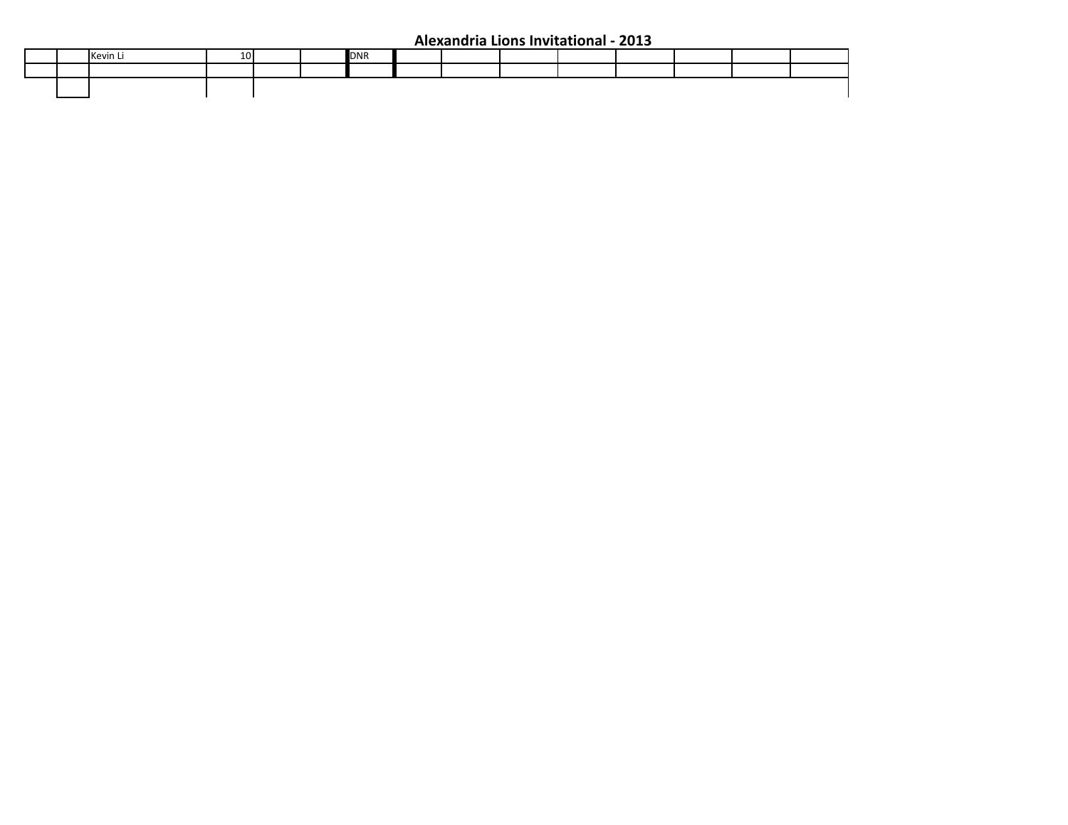## Alexandria Lions Invitational - 2013

| | | | | | | | | | | | | | | | |
|---|---|---|---|---|---|---|---|---|---|---|---|---|---|---|---|
| | | Kevin Li | 10 | | | DNR | | | | | | | | | |
| | | | | | | | | | | | | | | | |